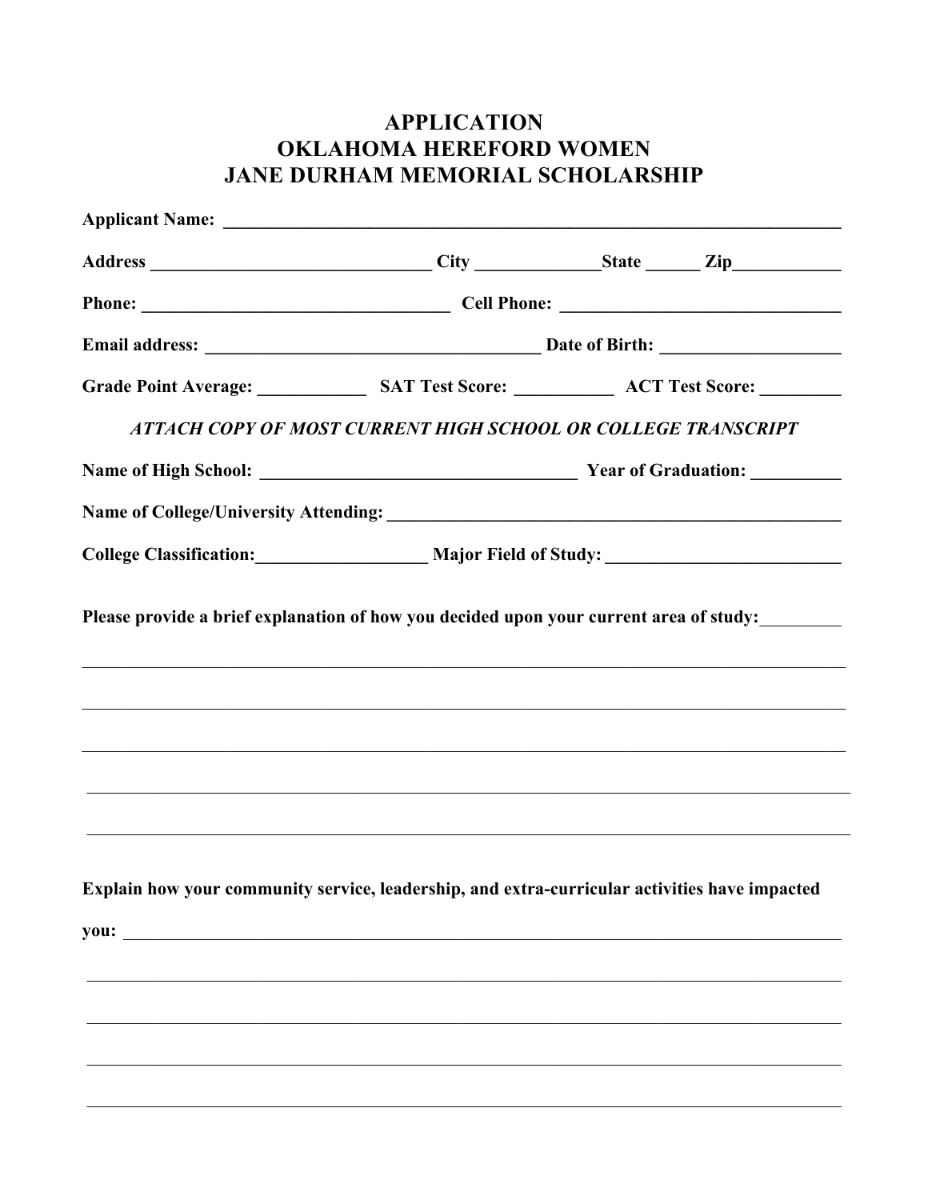# APPLICATION
# OKLAHOMA HEREFORD WOMEN
# JANE DURHAM MEMORIAL SCHOLARSHIP

**Applicant Name:** ______________________________________________________________

**Address** ______________________________ **City** ____________ **State** _____ **Zip** ___________

**Phone:** ________________________________ **Cell Phone:** ______________________________

**Email address:** ____________________________________ **Date of Birth:** ___________________

**Grade Point Average:** ___________ **SAT Test Score:** __________ **ACT Test Score:** ________

***ATTACH COPY OF MOST CURRENT HIGH SCHOOL OR COLLEGE TRANSCRIPT***

**Name of High School:** __________________________________ **Year of Graduation:** _________

**Name of College/University Attending:** _____________________________________________

**College Classification:** __________________ **Major Field of Study:** _________________________

**Please provide a brief explanation of how you decided upon your current area of study:** ________

______________________________________________________________________________

______________________________________________________________________________

______________________________________________________________________________

______________________________________________________________________________

______________________________________________________________________________

**Explain how your community service, leadership, and extra-curricular activities have impacted you:** ________________________________________________________________________

______________________________________________________________________________

______________________________________________________________________________

______________________________________________________________________________

______________________________________________________________________________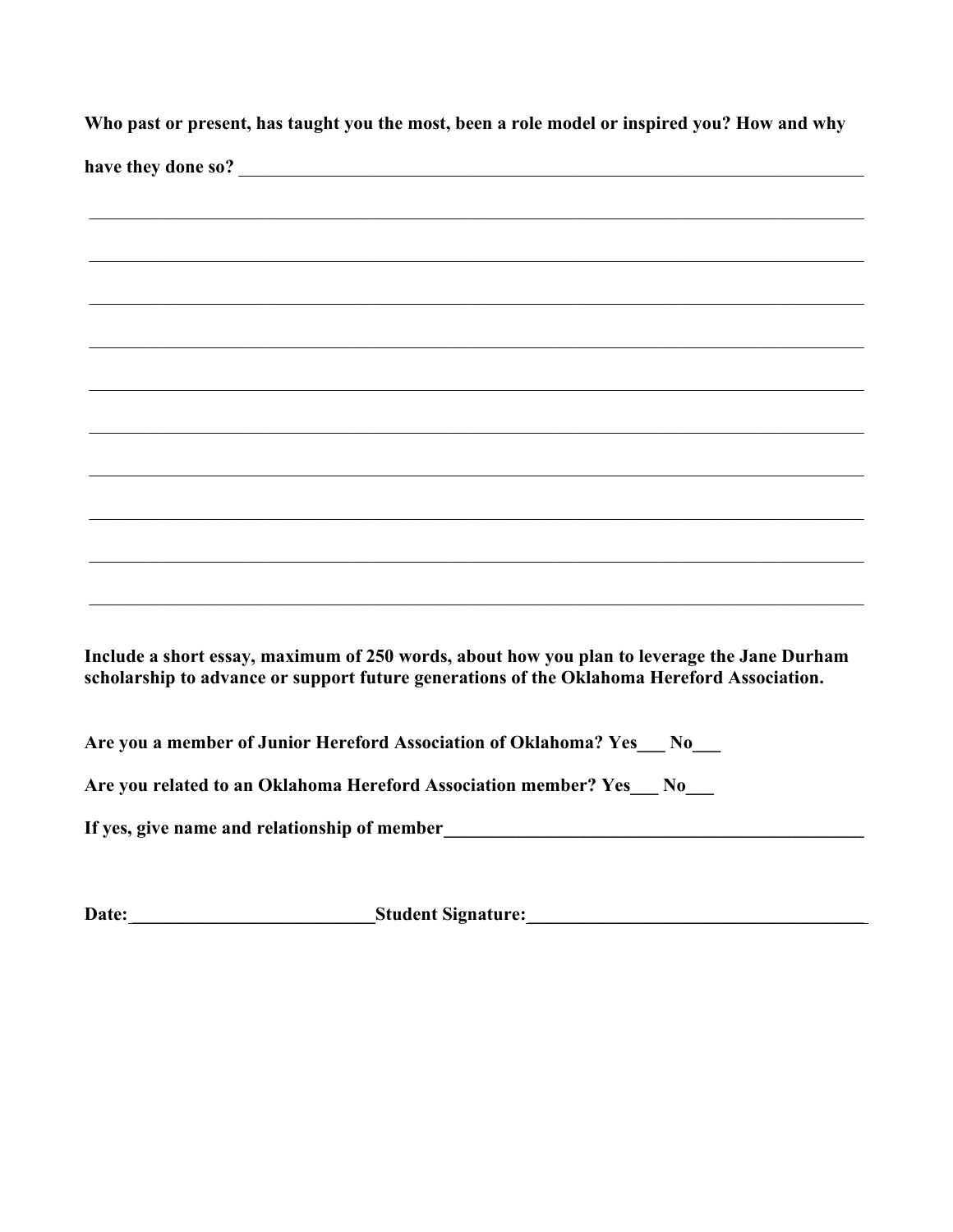**Who past or present, has taught you the most, been a role model or inspired you? How and why have they done so?** ___________________________________________________________________________

___________________________________________________________________________________________

___________________________________________________________________________________________

___________________________________________________________________________________________

___________________________________________________________________________________________

___________________________________________________________________________________________

___________________________________________________________________________________________

___________________________________________________________________________________________

___________________________________________________________________________________________

___________________________________________________________________________________________

___________________________________________________________________________________________

**Include a short essay, maximum of 250 words, about how you plan to leverage the Jane Durham scholarship to advance or support future generations of the Oklahoma Hereford Association.**

**Are you a member of Junior Hereford Association of Oklahoma? Yes___ No___**

**Are you related to an Oklahoma Hereford Association member? Yes___ No___**

**If yes, give name and relationship of member**_______________________________________________

**Date:**___________________________**Student Signature:**______________________________________